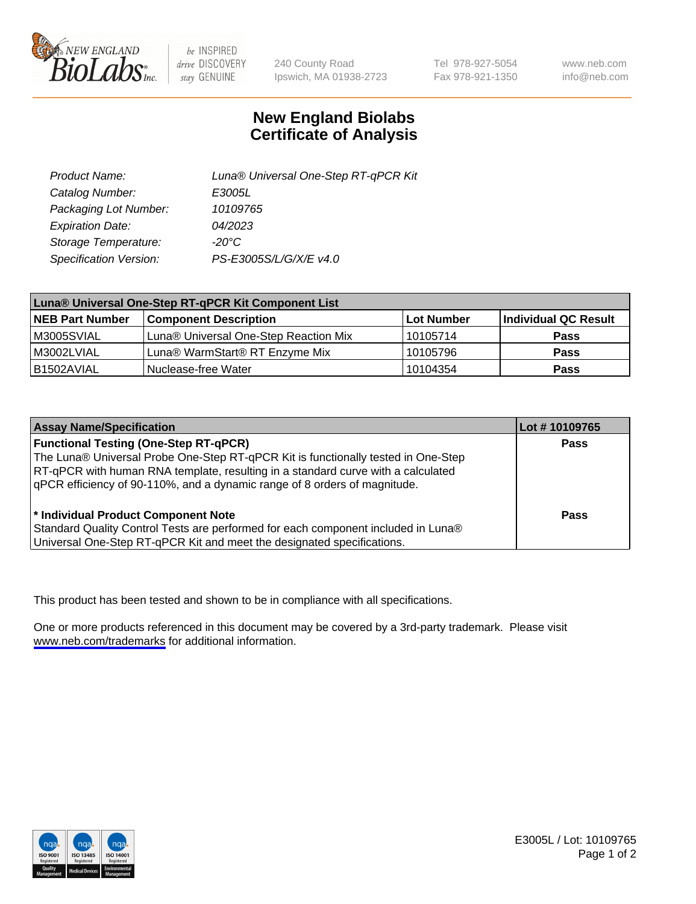# New England Biolabs
# Certificate of Analysis

| | |
|---|---|
| *Product Name:* | *Luna® Universal One-Step RT-qPCR Kit* |
| *Catalog Number:* | *E3005L* |
| *Packaging Lot Number:* | *10109765* |
| *Expiration Date:* | *04/2023* |
| *Storage Temperature:* | *-20°C* |
| *Specification Version:* | *PS-E3005S/L/G/X/E v4.0* |

**Luna® Universal One-Step RT-qPCR Kit Component List**

| NEB Part Number | Component Description | Lot Number | Individual QC Result |
|---|---|---|---|
| M3005SVIAL | Luna® Universal One-Step Reaction Mix | 10105714 | **Pass** |
| M3002LVIAL | Luna® WarmStart® RT Enzyme Mix | 10105796 | **Pass** |
| B1502AVIAL | Nuclease-free Water | 10104354 | **Pass** |

| Assay Name/Specification | Lot # 10109765 |
|---|---|
| **Functional Testing (One-Step RT-qPCR)** The Luna® Universal Probe One-Step RT-qPCR Kit is functionally tested in One-Step RT-qPCR with human RNA template, resulting in a standard curve with a calculated qPCR efficiency of 90-110%, and a dynamic range of 8 orders of magnitude. | **Pass** |
| **\* Individual Product Component Note** Standard Quality Control Tests are performed for each component included in Luna® Universal One-Step RT-qPCR Kit and meet the designated specifications. | **Pass** |

This product has been tested and shown to be in compliance with all specifications.

One or more products referenced in this document may be covered by a 3rd-party trademark. Please visit www.neb.com/trademarks for additional information.

E3005L / Lot: 10109765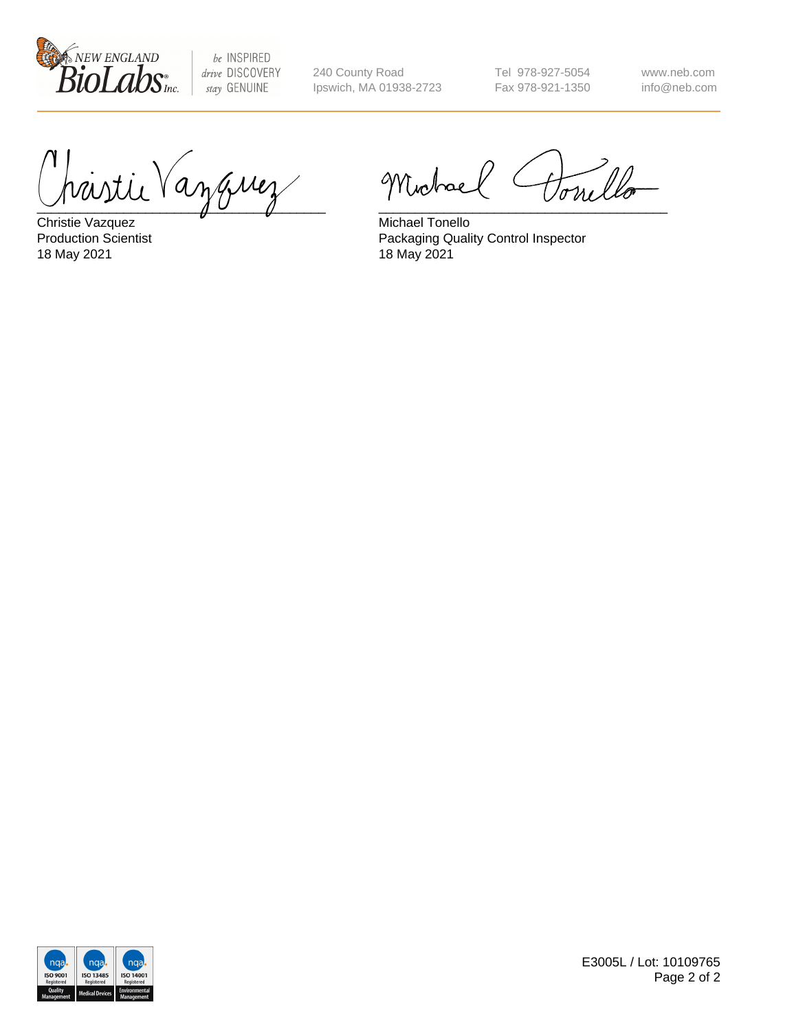Christie Vazquez
Production Scientist
18 May 2021

Michael Tonello
Packaging Quality Control Inspector
18 May 2021

E3005L / Lot: 10109765